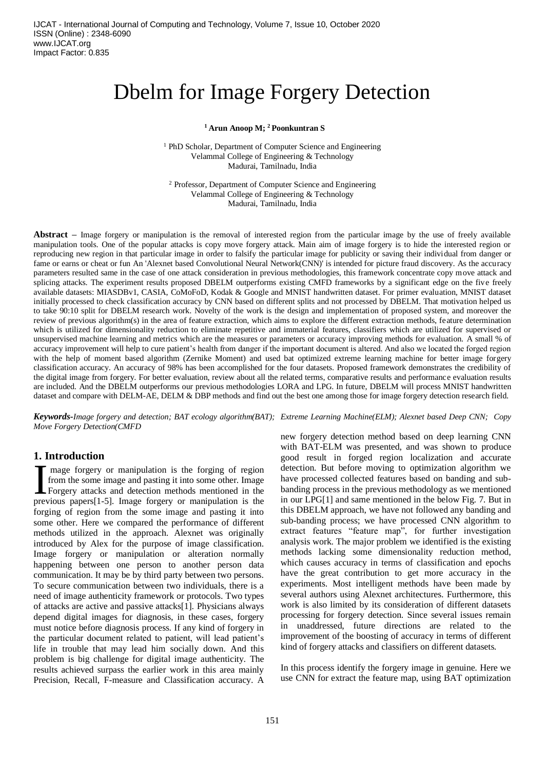# Dbelm for Image Forgery Detection

**[1] Arun Anoop M; [2] Poonkuntran S**

[1] PhD Scholar, Department of Computer Science and Engineering
Velammal College of Engineering & Technology
Madurai, Tamilnadu, India

[2] Professor, Department of Computer Science and Engineering
Velammal College of Engineering & Technology
Madurai, Tamilnadu, India

**Abstract** – Image forgery or manipulation is the removal of interested region from the particular image by the use of freely available manipulation tools. One of the popular attacks is copy move forgery attack. Main aim of image forgery is to hide the interested region or reproducing new region in that particular image in order to falsify the particular image for publicity or saving their individual from danger or fame or earns or cheat or fun An 'Alexnet based Convolutional Neural Network(CNN)' is intended for picture fraud discovery. As the accuracy parameters resulted same in the case of one attack consideration in previous methodologies, this framework concentrate copy move attack and splicing attacks. The experiment results proposed DBELM outperforms existing CMFD frameworks by a significant edge on the five freely available datasets: MIASDBv1, CASIA, CoMoFoD, Kodak & Google and MNIST handwritten dataset. For primer evaluation, MNIST dataset initially processed to check classification accuracy by CNN based on different splits and not processed by DBELM. That motivation helped us to take 90:10 split for DBELM research work. Novelty of the work is the design and implementation of proposed system, and moreover the review of previous algorithm(s) in the area of feature extraction, which aims to explore the different extraction methods, feature determination which is utilized for dimensionality reduction to eliminate repetitive and immaterial features, classifiers which are utilized for supervised or unsupervised machine learning and metrics which are the measures or parameters or accuracy improving methods for evaluation. A small % of accuracy improvement will help to cure patient's health from danger if the important document is altered. And also we located the forged region with the help of moment based algorithm (Zernike Moment) and used bat optimized extreme learning machine for better image forgery classification accuracy. An accuracy of 98% has been accomplished for the four datasets. Proposed framework demonstrates the credibility of the digital image from forgery. For better evaluation, review about all the related terms, comparative results and performance evaluation results are included. And the DBELM outperforms our previous methodologies LORA and LPG. In future, DBELM will process MNIST handwritten dataset and compare with DELM-AE, DELM & DBP methods and find out the best one among those for image forgery detection research field.

***Keywords-****Image forgery and detection; BAT ecology algorithm(BAT); Extreme Learning Machine(ELM); Alexnet based Deep CNN; Copy Move Forgery Detection(CMFD*

## 1. Introduction

Image forgery or manipulation is the forging of region from the some image and pasting it into some other. Image Forgery attacks and detection methods mentioned in the previous papers[1-5]. Image forgery or manipulation is the forging of region from the some image and pasting it into some other. Here we compared the performance of different methods utilized in the approach. Alexnet was originally introduced by Alex for the purpose of image classification. Image forgery or manipulation or alteration normally happening between one person to another person data communication. It may be by third party between two persons. To secure communication between two individuals, there is a need of image authenticity framework or protocols. Two types of attacks are active and passive attacks[1]. Physicians always depend digital images for diagnosis, in these cases, forgery must notice before diagnosis process. If any kind of forgery in the particular document related to patient, will lead patient's life in trouble that may lead him socially down. And this problem is big challenge for digital image authenticity. The results achieved surpass the earlier work in this area mainly Precision, Recall, F-measure and Classification accuracy. A new forgery detection method based on deep learning CNN with BAT-ELM was presented, and was shown to produce good result in forged region localization and accurate detection. But before moving to optimization algorithm we have processed collected features based on banding and sub-banding process in the previous methodology as we mentioned in our LPG[1] and same mentioned in the below Fig. 7. But in this DBELM approach, we have not followed any banding and sub-banding process; we have processed CNN algorithm to extract features "feature map", for further investigation analysis work. The major problem we identified is the existing methods lacking some dimensionality reduction method, which causes accuracy in terms of classification and epochs have the great contribution to get more accuracy in the experiments. Most intelligent methods have been made by several authors using Alexnet architectures. Furthermore, this work is also limited by its consideration of different datasets processing for forgery detection. Since several issues remain in unaddressed, future directions are related to the improvement of the boosting of accuracy in terms of different kind of forgery attacks and classifiers on different datasets.

In this process identify the forgery image in genuine. Here we use CNN for extract the feature map, using BAT optimization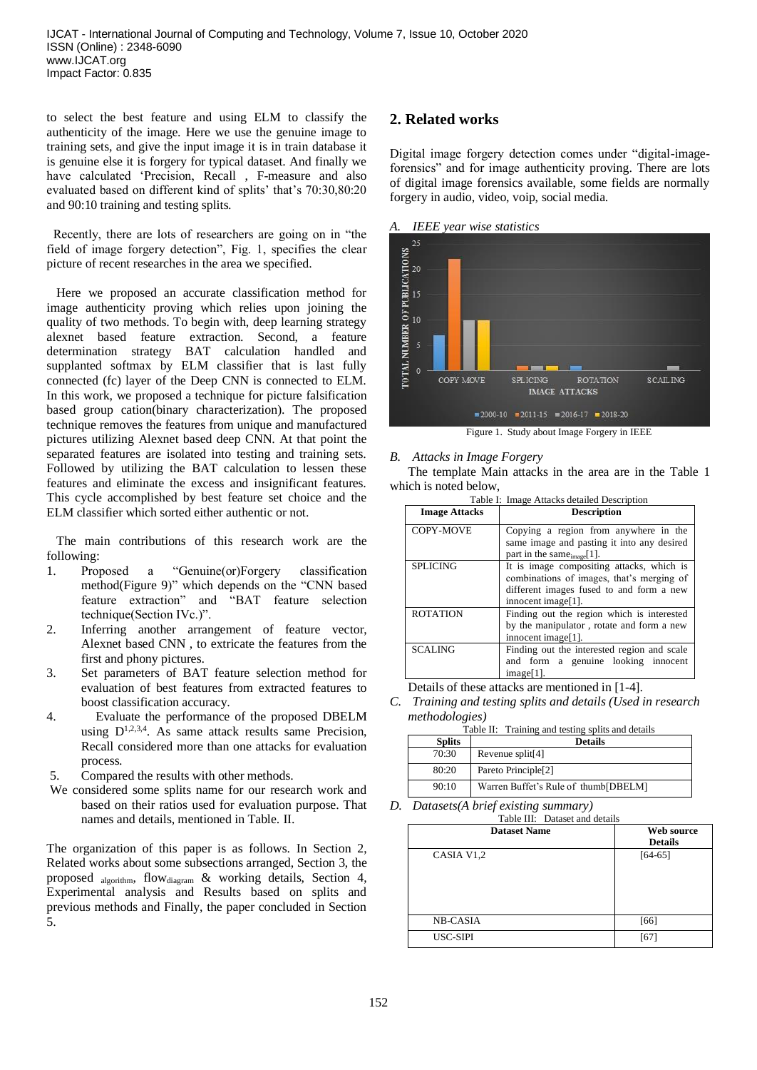to select the best feature and using ELM to classify the authenticity of the image. Here we use the genuine image to training sets, and give the input image it is in train database it is genuine else it is forgery for typical dataset. And finally we have calculated 'Precision, Recall , F-measure and also evaluated based on different kind of splits' that's 70:30,80:20 and 90:10 training and testing splits.

Recently, there are lots of researchers are going on in "the field of image forgery detection", Fig. 1, specifies the clear picture of recent researches in the area we specified.

Here we proposed an accurate classification method for image authenticity proving which relies upon joining the quality of two methods. To begin with, deep learning strategy alexnet based feature extraction. Second, a feature determination strategy BAT calculation handled and supplanted softmax by ELM classifier that is last fully connected (fc) layer of the Deep CNN is connected to ELM. In this work, we proposed a technique for picture falsification based group cation(binary characterization). The proposed technique removes the features from unique and manufactured pictures utilizing Alexnet based deep CNN. At that point the separated features are isolated into testing and training sets. Followed by utilizing the BAT calculation to lessen these features and eliminate the excess and insignificant features. This cycle accomplished by best feature set choice and the ELM classifier which sorted either authentic or not.

The main contributions of this research work are the following:

1. Proposed a "Genuine(or)Forgery classification method(Figure 9)" which depends on the "CNN based feature extraction" and "BAT feature selection technique(Section IVc.)".
2. Inferring another arrangement of feature vector, Alexnet based CNN , to extricate the features from the first and phony pictures.
3. Set parameters of BAT feature selection method for evaluation of best features from extracted features to boost classification accuracy.
4. Evaluate the performance of the proposed DBELM using $D^{1,2,3,4}$. As same attack results same Precision, Recall considered more than one attacks for evaluation process.
5. Compared the results with other methods.

We considered some splits name for our research work and based on their ratios used for evaluation purpose. That names and details, mentioned in Table. II.

The organization of this paper is as follows. In Section 2, Related works about some subsections arranged, Section 3, the proposed $_{\text{algorithm}}$, flow$_{\text{diagram}}$ & working details, Section 4, Experimental analysis and Results based on splits and previous methods and Finally, the paper concluded in Section 5.

## 2. Related works

Digital image forgery detection comes under "digital-image-forensics" and for image authenticity proving. There are lots of digital image forensics available, some fields are normally forgery in audio, video, voip, social media.

### A. *IEEE year wise statistics*

Figure 1. Study about Image Forgery in IEEE

### B. *Attacks in Image Forgery*

The template Main attacks in the area are in the Table 1 which is noted below,

Table I: Image Attacks detailed Description

| Image Attacks | Description |
|---|---|
| COPY-MOVE | Copying a region from anywhere in the same image and pasting it into any desired part in the same$_{\text{image}}$[1]. |
| SPLICING | It is image compositing attacks, which is combinations of images, that's merging of different images fused to and form a new innocent image[1]. |
| ROTATION | Finding out the region which is interested by the manipulator , rotate and form a new innocent image[1]. |
| SCALING | Finding out the interested region and scale and form a genuine looking innocent image[1]. |

Details of these attacks are mentioned in [1-4].

### C. *Training and testing splits and details (Used in research methodologies)*

Table II: Training and testing splits and details

| Splits | Details |
|---|---|
| 70:30 | Revenue split[4] |
| 80:20 | Pareto Principle[2] |
| 90:10 | Warren Buffet's Rule of thumb[DBELM] |

### D. *Datasets(A brief existing summary)*

Table III: Dataset and details

| Dataset Name | Web source Details |
|---|---|
| CASIA V1,2 | [64-65] |
| NB-CASIA | [66] |
| USC-SIPI | [67] |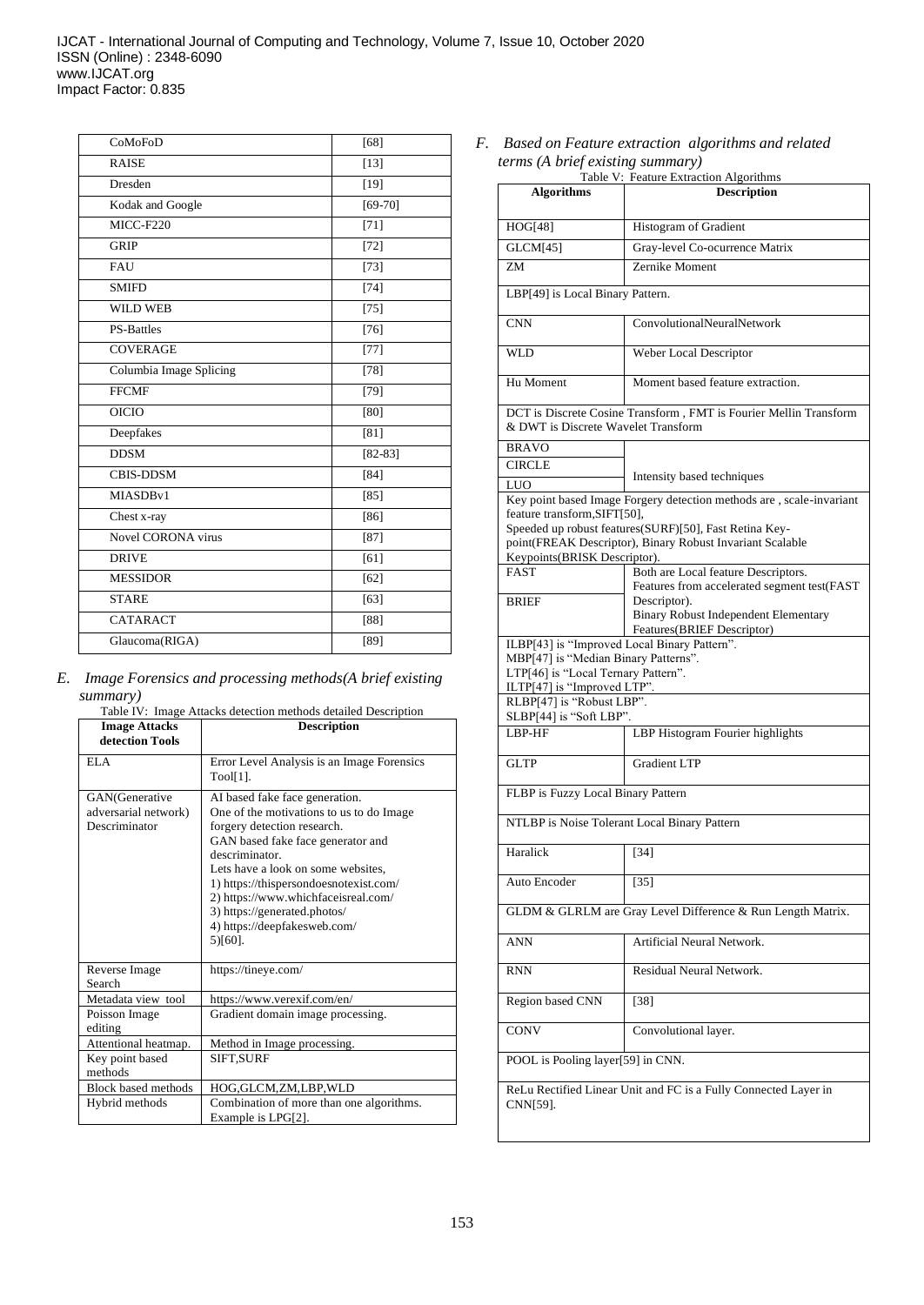| CoMoFoD | [68] |
|---|---|
| RAISE | [13] |
| Dresden | [19] |
| Kodak and Google | [69-70] |
| MICC-F220 | [71] |
| GRIP | [72] |
| FAU | [73] |
| SMIFD | [74] |
| WILD WEB | [75] |
| PS-Battles | [76] |
| COVERAGE | [77] |
| Columbia Image Splicing | [78] |
| FFCMF | [79] |
| OICIO | [80] |
| Deepfakes | [81] |
| DDSM | [82-83] |
| CBIS-DDSM | [84] |
| MIASDBv1 | [85] |
| Chest x-ray | [86] |
| Novel CORONA virus | [87] |
| DRIVE | [61] |
| MESSIDOR | [62] |
| STARE | [63] |
| CATARACT | [88] |
| Glaucoma(RIGA) | [89] |

### *E. Image Forensics and processing methods(A brief existing summary)*

Table IV: Image Attacks detection methods detailed Description

| Image Attacks detection Tools | Description |
|---|---|
| ELA | Error Level Analysis is an Image Forensics Tool[1]. |
| GAN(Generative adversarial network) Descriminator | AI based fake face generation. One of the motivations to us to do Image forgery detection research. GAN based fake face generator and descriminator. Lets have a look on some websites, 1) https://thispersondoesnotexist.com/ 2) https://www.whichfaceisreal.com/ 3) https://generated.photos/ 4) https://deepfakesweb.com/ 5)[60]. |
| Reverse Image Search | https://tineye.com/ |
| Metadata view tool | https://www.verexif.com/en/ |
| Poisson Image editing | Gradient domain image processing. |
| Attentional heatmap. | Method in Image processing. |
| Key point based methods | SIFT,SURF |
| Block based methods | HOG,GLCM,ZM,LBP,WLD |
| Hybrid methods | Combination of more than one algorithms. Example is LPG[2]. |

### *F. Based on Feature extraction algorithms and related terms (A brief existing summary)*

Table V: Feature Extraction Algorithms

| Algorithms | Description |
|---|---|
| HOG[48] | Histogram of Gradient |
| GLCM[45] | Gray-level Co-ocurrence Matrix |
| ZM | Zernike Moment |
| LBP[49] is Local Binary Pattern. | |
| CNN | ConvolutionalNeuralNetwork |
| WLD | Weber Local Descriptor |
| Hu Moment | Moment based feature extraction. |
| DCT is Discrete Cosine Transform , FMT is Fourier Mellin Transform & DWT is Discrete Wavelet Transform | |
| BRAVO | Intensity based techniques |
| CIRCLE | |
| LUO | |
| Key point based Image Forgery detection methods are , scale-invariant feature transform,SIFT[50], Speeded up robust features(SURF)[50], Fast Retina Key-point(FREAK Descriptor), Binary Robust Invariant Scalable Keypoints(BRISK Descriptor). | |
| FAST | Both are Local feature Descriptors. Features from accelerated segment test(FAST Descriptor). |
| BRIEF | Binary Robust Independent Elementary Features(BRIEF Descriptor) |
| ILBP[43] is "Improved Local Binary Pattern". MBP[47] is "Median Binary Patterns". LTP[46] is "Local Ternary Pattern". ILTP[47] is "Improved LTP". | |
| RLBP[47] is "Robust LBP". SLBP[44] is "Soft LBP". | |
| LBP-HF | LBP Histogram Fourier highlights |
| GLTP | Gradient LTP |
| FLBP is Fuzzy Local Binary Pattern | |
| NTLBP is Noise Tolerant Local Binary Pattern | |
| Haralick | [34] |
| Auto Encoder | [35] |
| GLDM & GLRLM are Gray Level Difference & Run Length Matrix. | |
| ANN | Artificial Neural Network. |
| RNN | Residual Neural Network. |
| Region based CNN | [38] |
| CONV | Convolutional layer. |
| POOL is Pooling layer[59] in CNN. | |
| ReLu Rectified Linear Unit and FC is a Fully Connected Layer in CNN[59]. | |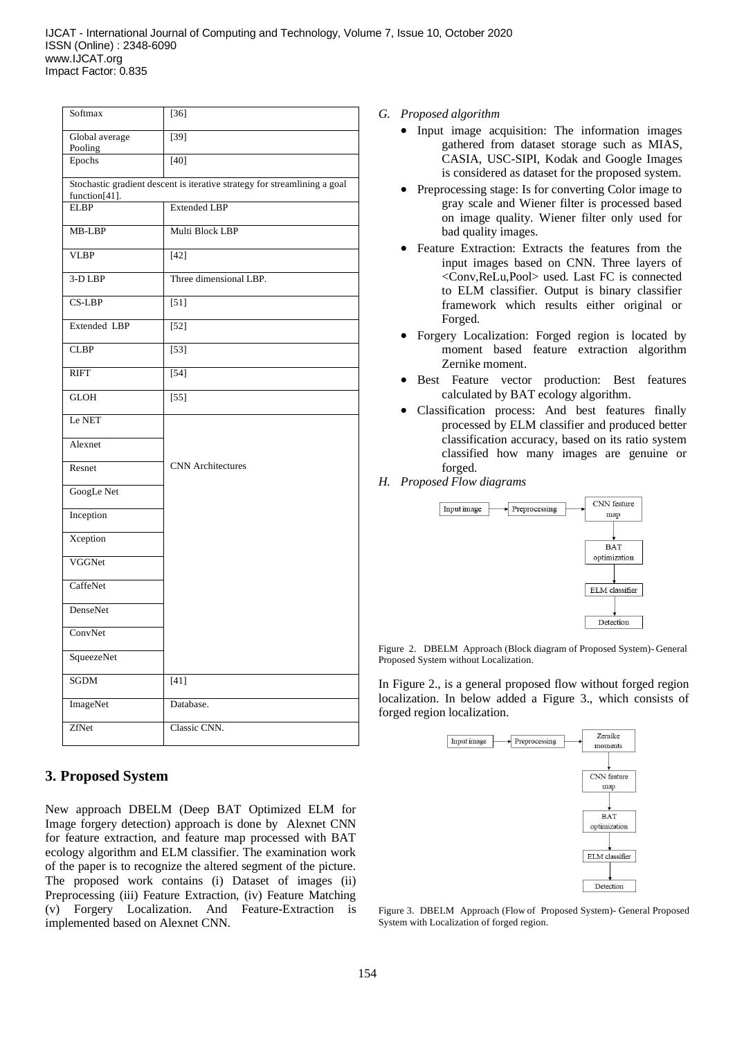| Softmax | [36] |
|---|---|
| Global average Pooling | [39] |
| Epochs | [40] |
| Stochastic gradient descent is iterative strategy for streamlining a goal function[41]. | |
| ELBP | Extended LBP |
| MB-LBP | Multi Block LBP |
| VLBP | [42] |
| 3-D LBP | Three dimensional LBP. |
| CS-LBP | [51] |
| Extended LBP | [52] |
| CLBP | [53] |
| RIFT | [54] |
| GLOH | [55] |
| Le NET | CNN Architectures |
| Alexnet | |
| Resnet | |
| GoogLe Net | |
| Inception | |
| Xception | |
| VGGNet | |
| CaffeNet | |
| DenseNet | |
| ConvNet | |
| SqueezeNet | |
| SGDM | [41] |
| ImageNet | Database. |
| ZfNet | Classic CNN. |

## 3. Proposed System

New approach DBELM (Deep BAT Optimized ELM for Image forgery detection) approach is done by Alexnet CNN for feature extraction, and feature map processed with BAT ecology algorithm and ELM classifier. The examination work of the paper is to recognize the altered segment of the picture. The proposed work contains (i) Dataset of images (ii) Preprocessing (iii) Feature Extraction, (iv) Feature Matching (v) Forgery Localization. And Feature-Extraction is implemented based on Alexnet CNN.

### *G. Proposed algorithm*

- Input image acquisition: The information images gathered from dataset storage such as MIAS, CASIA, USC-SIPI, Kodak and Google Images is considered as dataset for the proposed system.
- Preprocessing stage: Is for converting Color image to gray scale and Wiener filter is processed based on image quality. Wiener filter only used for bad quality images.
- Feature Extraction: Extracts the features from the input images based on CNN. Three layers of <Conv,ReLu,Pool> used. Last FC is connected to ELM classifier. Output is binary classifier framework which results either original or Forged.
- Forgery Localization: Forged region is located by moment based feature extraction algorithm Zernike moment.
- Best Feature vector production: Best features calculated by BAT ecology algorithm.
- Classification process: And best features finally processed by ELM classifier and produced better classification accuracy, based on its ratio system classified how many images are genuine or forged.

### *H. Proposed Flow diagrams*

Input image → Preprocessing → CNN feature map → BAT optimization → ELM classifier → Detection

Figure 2. DBELM Approach (Block diagram of Proposed System)- General Proposed System without Localization.

In Figure 2., is a general proposed flow without forged region localization. In below added a Figure 3., which consists of forged region localization.

Input image → Preprocessing → Zernike moments → CNN feature map → BAT optimization → ELM classifier → Detection

Figure 3. DBELM Approach (Flow of Proposed System)- General Proposed System with Localization of forged region.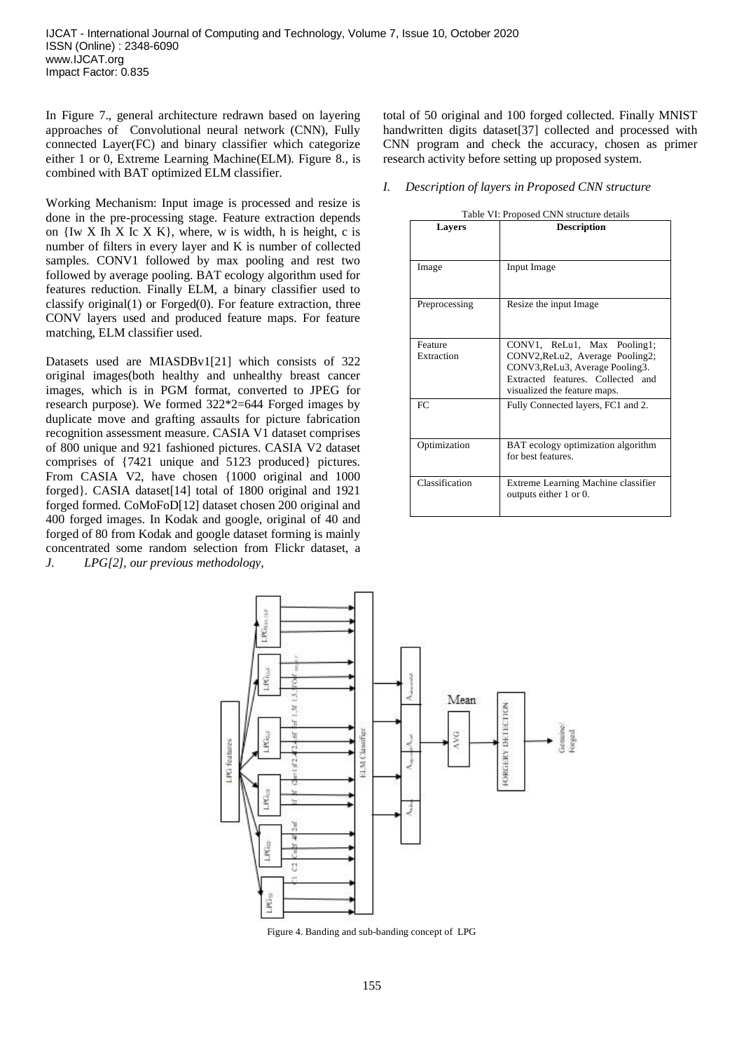In Figure 7., general architecture redrawn based on layering approaches of Convolutional neural network (CNN), Fully connected Layer(FC) and binary classifier which categorize either 1 or 0, Extreme Learning Machine(ELM). Figure 8., is combined with BAT optimized ELM classifier.

Working Mechanism: Input image is processed and resize is done in the pre-processing stage. Feature extraction depends on {Iw X Ih X Ic X K}, where, w is width, h is height, c is number of filters in every layer and K is number of collected samples. CONV1 followed by max pooling and rest two followed by average pooling. BAT ecology algorithm used for features reduction. Finally ELM, a binary classifier used to classify original(1) or Forged(0). For feature extraction, three CONV layers used and produced feature maps. For feature matching, ELM classifier used.

Datasets used are MIASDBv1[21] which consists of 322 original images(both healthy and unhealthy breast cancer images, which is in PGM format, converted to JPEG for research purpose). We formed 322*2=644 Forged images by duplicate move and grafting assaults for picture fabrication recognition assessment measure. CASIA V1 dataset comprises of 800 unique and 921 fashioned pictures. CASIA V2 dataset comprises of {7421 unique and 5123 produced} pictures. From CASIA V2, have chosen {1000 original and 1000 forged}. CASIA dataset[14] total of 1800 original and 1921 forged formed. CoMoFoD[12] dataset chosen 200 original and 400 forged images. In Kodak and google, original of 40 and forged of 80 from Kodak and google dataset forming is mainly concentrated some random selection from Flickr dataset, a total of 50 original and 100 forged collected. Finally MNIST handwritten digits dataset[37] collected and processed with CNN program and check the accuracy, chosen as primer research activity before setting up proposed system.

*J. LPG[2], our previous methodology,*

*I. Description of layers in Proposed CNN structure*

Table VI: Proposed CNN structure details

| Layers | Description |
|---|---|
| Image | Input Image |
| Preprocessing | Resize the input Image |
| Feature Extraction | CONV1, ReLu1, Max Pooling1; CONV2,ReLu2, Average Pooling2; CONV3,ReLu3, Average Pooling3. Extracted features. Collected and visualized the feature maps. |
| FC | Fully Connected layers, FC1 and 2. |
| Optimization | BAT ecology optimization algorithm for best features. |
| Classification | Extreme Learning Machine classifier outputs either 1 or 0. |

Figure 4. Banding and sub-banding concept of LPG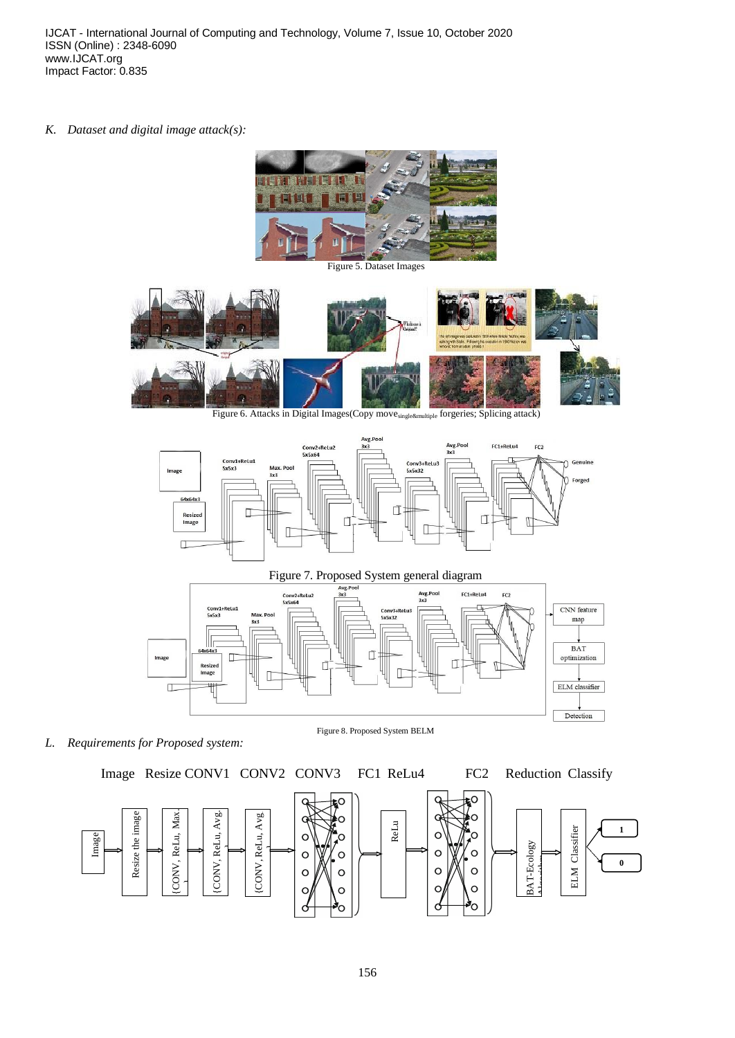*K. Dataset and digital image attack(s):*

Figure 5. Dataset Images

Figure 6. Attacks in Digital Images(Copy move$_{single\&multiple}$ forgeries; Splicing attack)

Figure 7. Proposed System general diagram

Figure 8. Proposed System BELM

*L. Requirements for Proposed system:*

Image Resize CONV1 CONV2 CONV3 FC1 ReLu4 FC2 Reduction Classify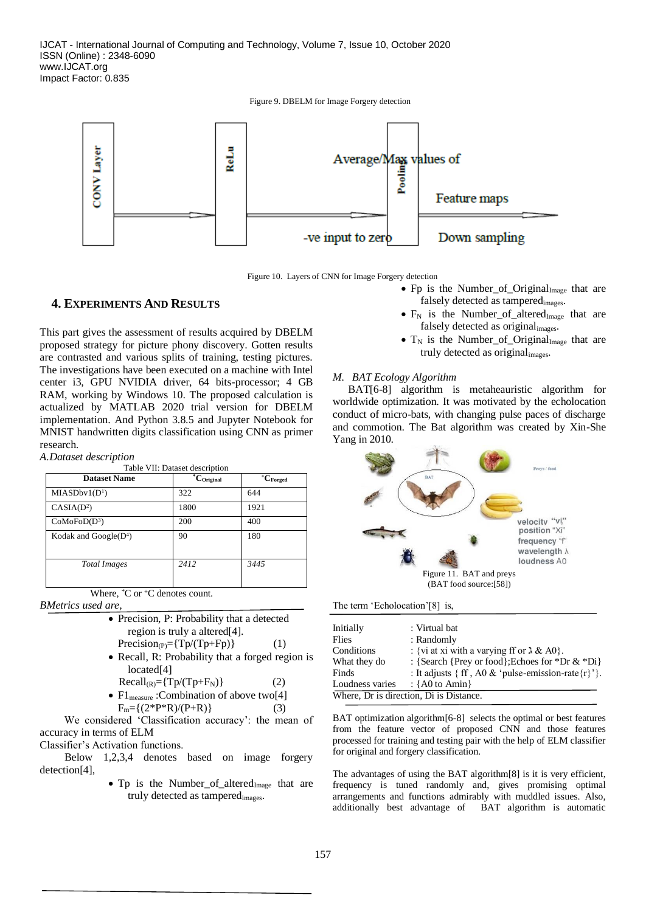Figure 9. DBELM for Image Forgery detection

Figure 10. Layers of CNN for Image Forgery detection

## 4. EXPERIMENTS AND RESULTS

This part gives the assessment of results acquired by DBELM proposed strategy for picture phony discovery. Gotten results are contrasted and various splits of training, testing pictures. The investigations have been executed on a machine with Intel center i3, GPU NVIDIA driver, 64 bits-processor; 4 GB RAM, working by Windows 10. The proposed calculation is actualized by MATLAB 2020 trial version for DBELM implementation. And Python 3.8.5 and Jupyter Notebook for MNIST handwritten digits classification using CNN as primer research.

*A.Dataset description*

Table VII: Dataset description

| Dataset Name | $^{*}C_{Original}$ | $^{*}C_{Forged}$ |
|---|---|---|
| MIASDbv1(D[1]) | 322 | 644 |
| CASIA(D[2]) | 1800 | 1921 |
| CoMoFoD(D[3]) | 200 | 400 |
| Kodak and Google(D[4]) | 90 | 180 |
| *Total Images* | *2412* | *3445* |

Where, *C or +C denotes count.

*BMetrics used are,*

- Precision, P: Probability that a detected region is truly a altered[4].
  $\text{Precision}_{(P)}=\{Tp/(Tp+Fp)\}$ (1)
- Recall, R: Probability that a forged region is located[4]
  $\text{Recall}_{(R)}=\{Tp/(Tp+F_N)\}$ (2)
- $F1_{measure}$ :Combination of above two[4]
  $F_m=\{(2*P*R)/(P+R)\}$ (3)

We considered 'Classification accuracy': the mean of accuracy in terms of ELM Classifier's Activation functions.

Below 1,2,3,4 denotes based on image forgery detection[4],

- Tp is the $\text{Number\_of\_altered}_{\text{Image}}$ that are truly detected as $\text{tampered}_{\text{images}}$.
- Fp is the $\text{Number\_of\_Original}_{\text{Image}}$ that are falsely detected as $\text{tampered}_{\text{images}}$.
- $F_N$ is the $\text{Number\_of\_altered}_{\text{Image}}$ that are falsely detected as $\text{original}_{\text{images}}$.
- $T_N$ is the $\text{Number\_of\_Original}_{\text{Image}}$ that are truly detected as $\text{original}_{\text{images}}$.

*M. BAT Ecology Algorithm*

BAT[6-8] algorithm is metaheauristic algorithm for worldwide optimization. It was motivated by the echolocation conduct of micro-bats, with changing pulse paces of discharge and commotion. The Bat algorithm was created by Xin-She Yang in 2010.

Figure 11. BAT and preys (BAT food source:[58])

The term 'Echolocation'[8] is,

| | |
|---|---|
| Initially | : Virtual bat |
| Flies | : Randomly |
| Conditions | : {vi at xi with a varying ff or λ & A0}. |
| What they do | : {Search {Prey or food};Echoes for *Dr & *Di} |
| Finds | : It adjusts { ff , A0 & 'pulse-emission-rate{r}'}. |
| Loudness varies | : {A0 to Amin} |

Where, Dr is direction, Di is Distance.

BAT optimization algorithm[6-8] selects the optimal or best features from the feature vector of proposed CNN and those features processed for training and testing pair with the help of ELM classifier for original and forgery classification.

The advantages of using the BAT algorithm[8] is it is very efficient, frequency is tuned randomly and, gives promising optimal arrangements and functions admirably with muddled issues. Also, additionally best advantage of BAT algorithm is automatic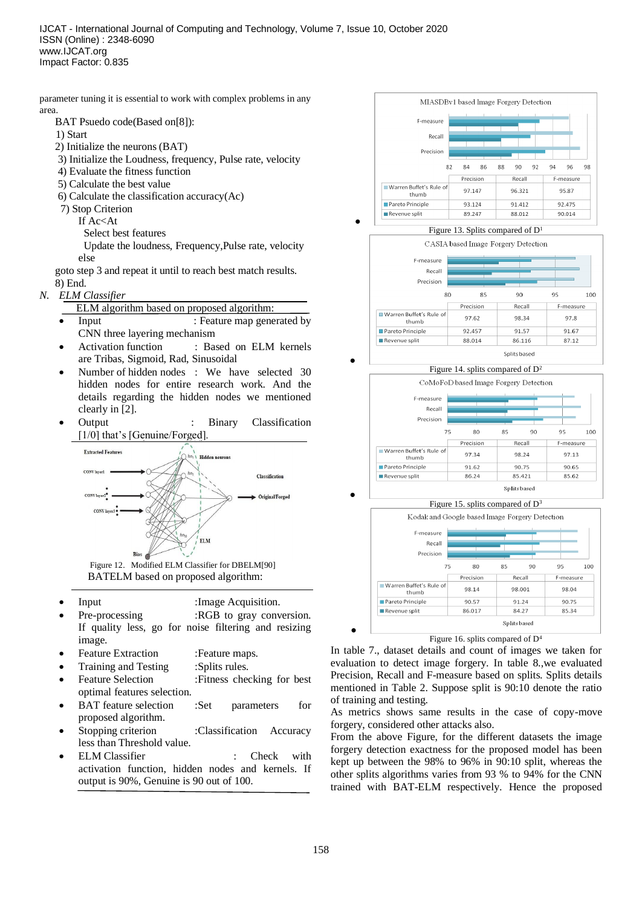parameter tuning it is essential to work with complex problems in any area.

BAT Psuedo code(Based on[8]):

1) Start
2) Initialize the neurons (BAT)
3) Initialize the Loudness, frequency, Pulse rate, velocity
4) Evaluate the fitness function
5) Calculate the best value
6) Calculate the classification accuracy(Ac)
7) Stop Criterion

    If Ac<At

        Select best features

        Update the loudness, Frequency,Pulse rate, velocity

    else

goto step 3 and repeat it until to reach best match results.

8) End.

### N. *ELM Classifier*

ELM algorithm based on proposed algorithm:

- Input : Feature map generated by CNN three layering mechanism
- Activation function : Based on ELM kernels are Tribas, Sigmoid, Rad, Sinusoidal
- Number of hidden nodes : We have selected 30 hidden nodes for entire research work. And the details regarding the hidden nodes we mentioned clearly in [2].
- Output : Binary Classification [1/0] that's [Genuine/Forged].

Figure 12. Modified ELM Classifier for DBELM[90]

BATELM based on proposed algorithm:

- Input :Image Acquisition.
- Pre-processing :RGB to gray conversion. If quality less, go for noise filtering and resizing image.
- Feature Extraction :Feature maps.
- Training and Testing :Splits rules.
- Feature Selection :Fitness checking for best optimal features selection.
- BAT feature selection :Set parameters for proposed algorithm.
- Stopping criterion :Classification Accuracy less than Threshold value.
- ELM Classifier : Check with activation function, hidden nodes and kernels. If output is 90%, Genuine is 90 out of 100.

MIASDBv1 based Image Forgery Detection

| | Precision | Recall | F-measure |
|---|---|---|---|
| Warren Buffet's Rule of thumb | 97.147 | 96.321 | 95.87 |
| Pareto Principle | 93.124 | 91.412 | 92.475 |
| Revenue split | 89.247 | 88.012 | 90.014 |

Figure 13. Splits compared of D[1]

CASIA based Image Forgery Detection

| | Precision | Recall | F-measure |
|---|---|---|---|
| Warren Buffet's Rule of thumb | 97.62 | 98.34 | 97.8 |
| Pareto Principle | 92.457 | 91.57 | 91.67 |
| Revenue split | 88.014 | 86.116 | 87.12 |

Figure 14. splits compared of D[2]

CoMoFoD based Image Forgery Detection

| | Precision | Recall | F-measure |
|---|---|---|---|
| Warren Buffet's Rule of thumb | 97.34 | 98.24 | 97.13 |
| Pareto Principle | 91.62 | 90.75 | 90.65 |
| Revenue split | 86.24 | 85.421 | 85.62 |

Figure 15. splits compared of D[3]

Kodak and Google based Image Forgery Detection

| | Precision | Recall | F-measure |
|---|---|---|---|
| Warren Buffet's Rule of thumb | 98.14 | 98.001 | 98.04 |
| Pareto Principle | 90.57 | 91.24 | 90.75 |
| Revenue split | 86.017 | 84.27 | 85.34 |

Figure 16. splits compared of D[4]

In table 7., dataset details and count of images we taken for evaluation to detect image forgery. In table 8.,we evaluated Precision, Recall and F-measure based on splits. Splits details mentioned in Table 2. Suppose split is 90:10 denote the ratio of training and testing.

As metrics shows same results in the case of copy-move forgery, considered other attacks also.

From the above Figure, for the different datasets the image forgery detection exactness for the proposed model has been kept up between the 98% to 96% in 90:10 split, whereas the other splits algorithms varies from 93 % to 94% for the CNN trained with BAT-ELM respectively. Hence the proposed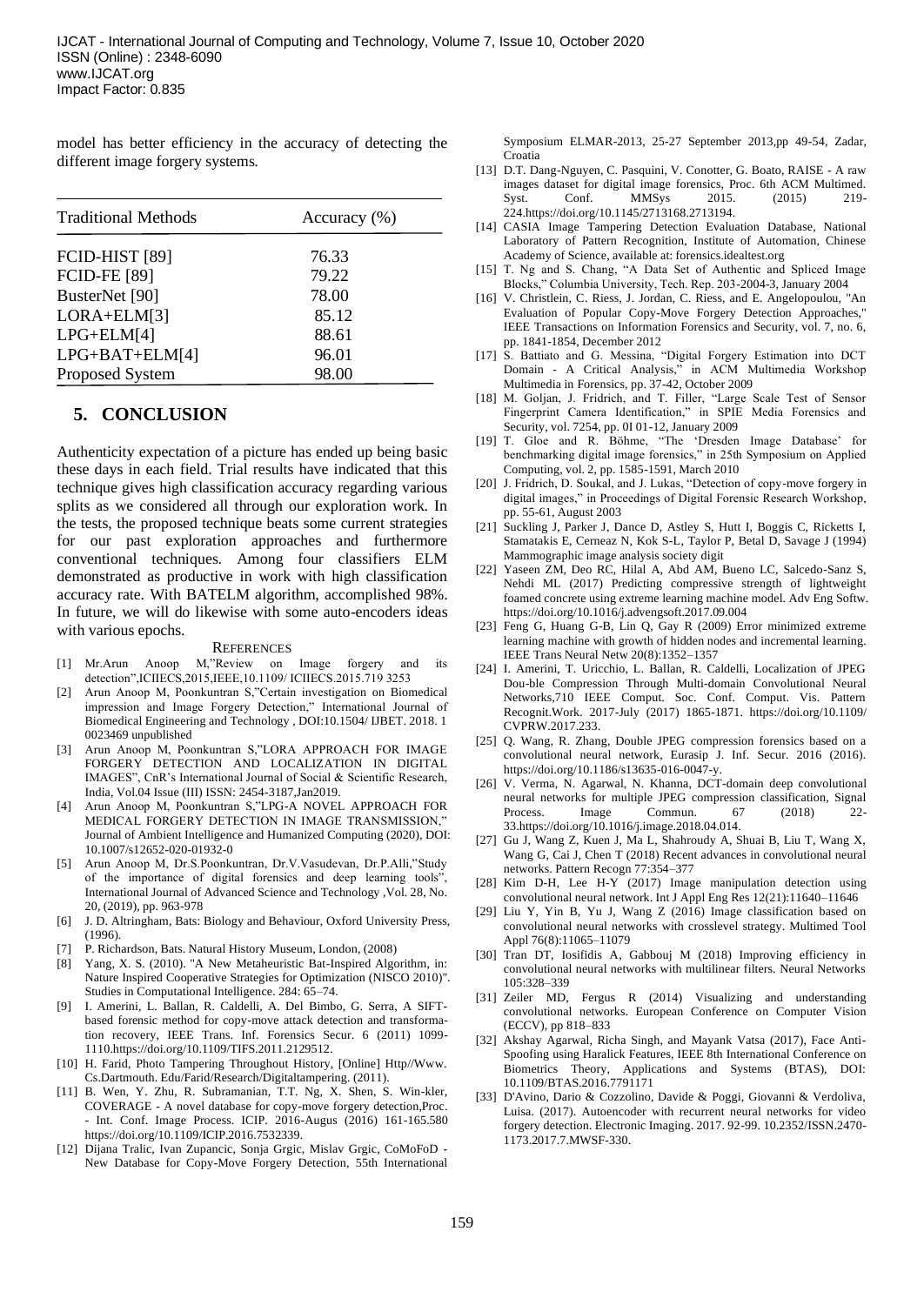model has better efficiency in the accuracy of detecting the different image forgery systems.

| Traditional Methods | Accuracy (%) |
| --- | --- |
| FCID-HIST [89] | 76.33 |
| FCID-FE [89] | 79.22 |
| BusterNet [90] | 78.00 |
| LORA+ELM[3] | 85.12 |
| LPG+ELM[4] | 88.61 |
| LPG+BAT+ELM[4] | 96.01 |
| Proposed System | 98.00 |

## 5. CONCLUSION

Authenticity expectation of a picture has ended up being basic these days in each field. Trial results have indicated that this technique gives high classification accuracy regarding various splits as we considered all through our exploration work. In the tests, the proposed technique beats some current strategies for our past exploration approaches and furthermore conventional techniques. Among four classifiers ELM demonstrated as productive in work with high classification accuracy rate. With BATELM algorithm, accomplished 98%. In future, we will do likewise with some auto-encoders ideas with various epochs.

## REFERENCES

[1] Mr.Arun Anoop M,"Review on Image forgery and its detection",ICIIECS,2015,IEEE,10.1109/ ICIIECS.2015.719 3253

[2] Arun Anoop M, Poonkuntran S,"Certain investigation on Biomedical impression and Image Forgery Detection," International Journal of Biomedical Engineering and Technology , DOI:10.1504/ IJBET. 2018. 1 0023469 unpublished

[3] Arun Anoop M, Poonkuntran S,"LORA APPROACH FOR IMAGE FORGERY DETECTION AND LOCALIZATION IN DIGITAL IMAGES", CnR's International Journal of Social & Scientific Research, India, Vol.04 Issue (III) ISSN: 2454-3187,Jan2019.

[4] Arun Anoop M, Poonkuntran S,"LPG-A NOVEL APPROACH FOR MEDICAL FORGERY DETECTION IN IMAGE TRANSMISSION," Journal of Ambient Intelligence and Humanized Computing (2020), DOI: 10.1007/s12652-020-01932-0

[5] Arun Anoop M, Dr.S.Poonkuntran, Dr.V.Vasudevan, Dr.P.Alli,"Study of the importance of digital forensics and deep learning tools", International Journal of Advanced Science and Technology ,Vol. 28, No. 20, (2019), pp. 963-978

[6] J. D. Altringham, Bats: Biology and Behaviour, Oxford University Press, (1996).

[7] P. Richardson, Bats. Natural History Museum, London, (2008)

[8] Yang, X. S. (2010). "A New Metaheuristic Bat-Inspired Algorithm, in: Nature Inspired Cooperative Strategies for Optimization (NISCO 2010)". Studies in Computational Intelligence. 284: 65–74.

[9] I. Amerini, L. Ballan, R. Caldelli, A. Del Bimbo, G. Serra, A SIFT-based forensic method for copy-move attack detection and transformation recovery, IEEE Trans. Inf. Forensics Secur. 6 (2011) 1099-1110.https://doi.org/10.1109/TIFS.2011.2129512.

[10] H. Farid, Photo Tampering Throughout History, [Online] Http//Www. Cs.Dartmouth. Edu/Farid/Research/Digitaltampering. (2011).

[11] B. Wen, Y. Zhu, R. Subramanian, T.T. Ng, X. Shen, S. Win-kler, COVERAGE - A novel database for copy-move forgery detection,Proc. - Int. Conf. Image Process. ICIP. 2016-Augus (2016) 161-165.580 https://doi.org/10.1109/ICIP.2016.7532339.

[12] Dijana Tralic, Ivan Zupancic, Sonja Grgic, Mislav Grgic, CoMoFoD - New Database for Copy-Move Forgery Detection, 55th International Symposium ELMAR-2013, 25-27 September 2013,pp 49-54, Zadar, Croatia

[13] D.T. Dang-Nguyen, C. Pasquini, V. Conotter, G. Boato, RAISE - A raw images dataset for digital image forensics, Proc. 6th ACM Multimed. Syst. Conf. MMSys 2015. (2015) 219-224.https://doi.org/10.1145/2713168.2713194.

[14] CASIA Image Tampering Detection Evaluation Database, National Laboratory of Pattern Recognition, Institute of Automation, Chinese Academy of Science, available at: forensics.idealtest.org

[15] T. Ng and S. Chang, "A Data Set of Authentic and Spliced Image Blocks," Columbia University, Tech. Rep. 203-2004-3, January 2004

[16] V. Christlein, C. Riess, J. Jordan, C. Riess, and E. Angelopoulou, "An Evaluation of Popular Copy-Move Forgery Detection Approaches," IEEE Transactions on Information Forensics and Security, vol. 7, no. 6, pp. 1841-1854, December 2012

[17] S. Battiato and G. Messina, "Digital Forgery Estimation into DCT Domain - A Critical Analysis," in ACM Multimedia Workshop Multimedia in Forensics, pp. 37-42, October 2009

[18] M. Goljan, J. Fridrich, and T. Filler, "Large Scale Test of Sensor Fingerprint Camera Identification," in SPIE Media Forensics and Security, vol. 7254, pp. 0I 01-12, January 2009

[19] T. Gloe and R. Böhme, "The 'Dresden Image Database' for benchmarking digital image forensics," in 25th Symposium on Applied Computing, vol. 2, pp. 1585-1591, March 2010

[20] J. Fridrich, D. Soukal, and J. Lukas, "Detection of copy-move forgery in digital images," in Proceedings of Digital Forensic Research Workshop, pp. 55-61, August 2003

[21] Suckling J, Parker J, Dance D, Astley S, Hutt I, Boggis C, Ricketts I, Stamatakis E, Cerneaz N, Kok S-L, Taylor P, Betal D, Savage J (1994) Mammographic image analysis society digit

[22] Yaseen ZM, Deo RC, Hilal A, Abd AM, Bueno LC, Salcedo-Sanz S, Nehdi ML (2017) Predicting compressive strength of lightweight foamed concrete using extreme learning machine model. Adv Eng Softw. https://doi.org/10.1016/j.advengsoft.2017.09.004

[23] Feng G, Huang G-B, Lin Q, Gay R (2009) Error minimized extreme learning machine with growth of hidden nodes and incremental learning. IEEE Trans Neural Netw 20(8):1352–1357

[24] I. Amerini, T. Uricchio, L. Ballan, R. Caldelli, Localization of JPEG Dou-ble Compression Through Multi-domain Convolutional Neural Networks,710 IEEE Comput. Soc. Conf. Comput. Vis. Pattern Recognit.Work. 2017-July (2017) 1865-1871. https://doi.org/10.1109/ CVPRW.2017.233.

[25] Q. Wang, R. Zhang, Double JPEG compression forensics based on a convolutional neural network, Eurasip J. Inf. Secur. 2016 (2016). https://doi.org/10.1186/s13635-016-0047-y.

[26] V. Verma, N. Agarwal, N. Khanna, DCT-domain deep convolutional neural networks for multiple JPEG compression classification, Signal Process. Image Commun. 67 (2018) 22-33.https://doi.org/10.1016/j.image.2018.04.014.

[27] Gu J, Wang Z, Kuen J, Ma L, Shahroudy A, Shuai B, Liu T, Wang X, Wang G, Cai J, Chen T (2018) Recent advances in convolutional neural networks. Pattern Recogn 77:354–377

[28] Kim D-H, Lee H-Y (2017) Image manipulation detection using convolutional neural network. Int J Appl Eng Res 12(21):11640–11646

[29] Liu Y, Yin B, Yu J, Wang Z (2016) Image classification based on convolutional neural networks with crosslevel strategy. Multimed Tool Appl 76(8):11065–11079

[30] Tran DT, Iosifidis A, Gabbouj M (2018) Improving efficiency in convolutional neural networks with multilinear filters. Neural Networks 105:328–339

[31] Zeiler MD, Fergus R (2014) Visualizing and understanding convolutional networks. European Conference on Computer Vision (ECCV), pp 818–833

[32] Akshay Agarwal, Richa Singh, and Mayank Vatsa (2017), Face Anti-Spoofing using Haralick Features, IEEE 8th International Conference on Biometrics Theory, Applications and Systems (BTAS), DOI: 10.1109/BTAS.2016.7791171

[33] D'Avino, Dario & Cozzolino, Davide & Poggi, Giovanni & Verdoliva, Luisa. (2017). Autoencoder with recurrent neural networks for video forgery detection. Electronic Imaging. 2017. 92-99. 10.2352/ISSN.2470-1173.2017.7.MWSF-330.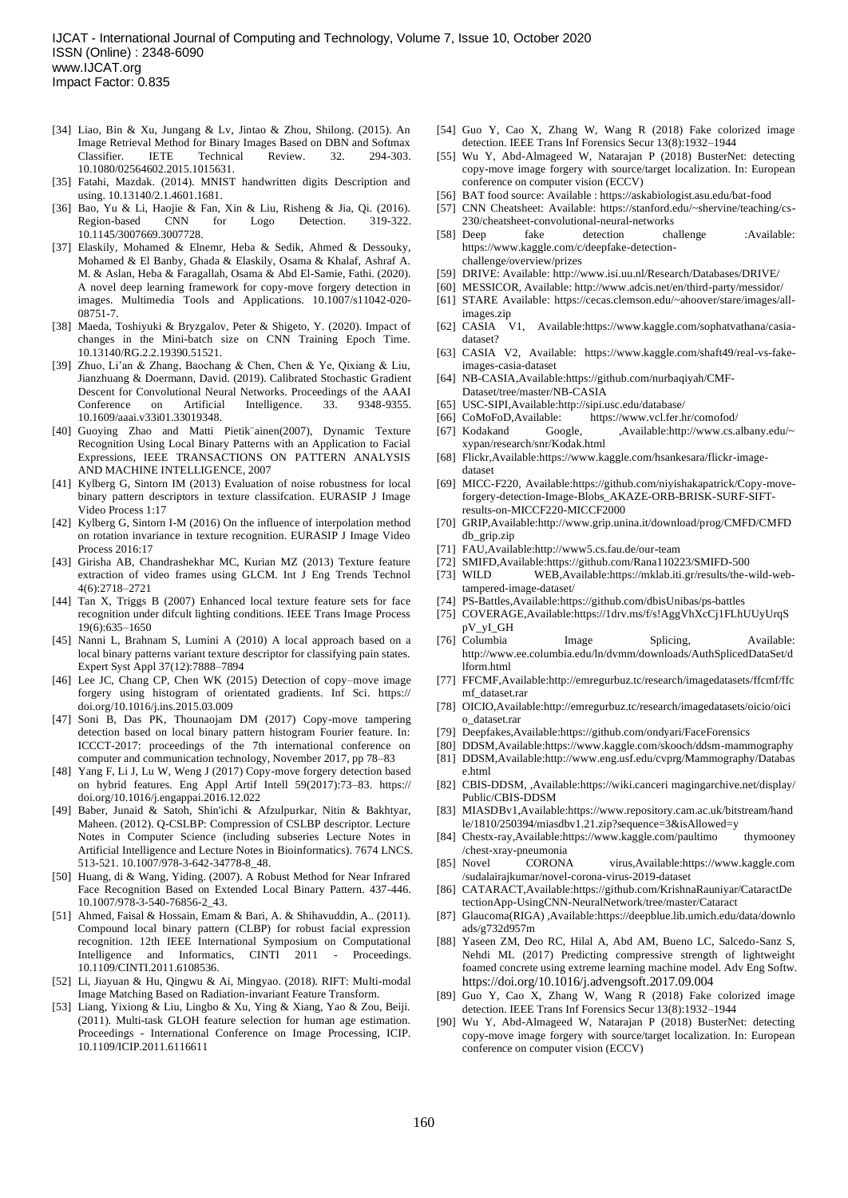[34] Liao, Bin & Xu, Jungang & Lv, Jintao & Zhou, Shilong. (2015). An Image Retrieval Method for Binary Images Based on DBN and Softmax Classifier. IETE Technical Review. 32. 294-303. 10.1080/02564602.2015.1015631.

[35] Fatahi, Mazdak. (2014). MNIST handwritten digits Description and using. 10.13140/2.1.4601.1681.

[36] Bao, Yu & Li, Haojie & Fan, Xin & Liu, Risheng & Jia, Qi. (2016). Region-based CNN for Logo Detection. 319-322. 10.1145/3007669.3007728.

[37] Elaskily, Mohamed & Elnemr, Heba & Sedik, Ahmed & Dessouky, Mohamed & El Banby, Ghada & Elaskily, Osama & Khalaf, Ashraf A. M. & Aslan, Heba & Faragallah, Osama & Abd El-Samie, Fathi. (2020). A novel deep learning framework for copy-move forgery detection in images. Multimedia Tools and Applications. 10.1007/s11042-020-08751-7.

[38] Maeda, Toshiyuki & Bryzgalov, Peter & Shigeto, Y. (2020). Impact of changes in the Mini-batch size on CNN Training Epoch Time. 10.13140/RG.2.2.19390.51521.

[39] Zhuo, Li'an & Zhang, Baochang & Chen, Chen & Ye, Qixiang & Liu, Jianzhuang & Doermann, David. (2019). Calibrated Stochastic Gradient Descent for Convolutional Neural Networks. Proceedings of the AAAI Conference on Artificial Intelligence. 33. 9348-9355. 10.1609/aaai.v33i01.33019348.

[40] Guoying Zhao and Matti Pietik¨ainen(2007), Dynamic Texture Recognition Using Local Binary Patterns with an Application to Facial Expressions, IEEE TRANSACTIONS ON PATTERN ANALYSIS AND MACHINE INTELLIGENCE, 2007

[41] Kylberg G, Sintorn IM (2013) Evaluation of noise robustness for local binary pattern descriptors in texture classifcation. EURASIP J Image Video Process 1:17

[42] Kylberg G, Sintorn I-M (2016) On the influence of interpolation method on rotation invariance in texture recognition. EURASIP J Image Video Process 2016:17

[43] Girisha AB, Chandrashekhar MC, Kurian MZ (2013) Texture feature extraction of video frames using GLCM. Int J Eng Trends Technol 4(6):2718–2721

[44] Tan X, Triggs B (2007) Enhanced local texture feature sets for face recognition under difcult lighting conditions. IEEE Trans Image Process 19(6):635–1650

[45] Nanni L, Brahnam S, Lumini A (2010) A local approach based on a local binary patterns variant texture descriptor for classifying pain states. Expert Syst Appl 37(12):7888–7894

[46] Lee JC, Chang CP, Chen WK (2015) Detection of copy–move image forgery using histogram of orientated gradients. Inf Sci. https:// doi.org/10.1016/j.ins.2015.03.009

[47] Soni B, Das PK, Thounaojam DM (2017) Copy-move tampering detection based on local binary pattern histogram Fourier feature. In: ICCCT-2017: proceedings of the 7th international conference on computer and communication technology, November 2017, pp 78–83

[48] Yang F, Li J, Lu W, Weng J (2017) Copy-move forgery detection based on hybrid features. Eng Appl Artif Intell 59(2017):73–83. https:// doi.org/10.1016/j.engappai.2016.12.022

[49] Baber, Junaid & Satoh, Shin'ichi & Afzulpurkar, Nitin & Bakhtyar, Maheen. (2012). Q-CSLBP: Compression of CSLBP descriptor. Lecture Notes in Computer Science (including subseries Lecture Notes in Artificial Intelligence and Lecture Notes in Bioinformatics). 7674 LNCS. 513-521. 10.1007/978-3-642-34778-8_48.

[50] Huang, di & Wang, Yiding. (2007). A Robust Method for Near Infrared Face Recognition Based on Extended Local Binary Pattern. 437-446. 10.1007/978-3-540-76856-2_43.

[51] Ahmed, Faisal & Hossain, Emam & Bari, A. & Shihavuddin, A.. (2011). Compound local binary pattern (CLBP) for robust facial expression recognition. 12th IEEE International Symposium on Computational Intelligence and Informatics, CINTI 2011 - Proceedings. 10.1109/CINTI.2011.6108536.

[52] Li, Jiayuan & Hu, Qingwu & Ai, Mingyao. (2018). RIFT: Multi-modal Image Matching Based on Radiation-invariant Feature Transform.

[53] Liang, Yixiong & Liu, Lingbo & Xu, Ying & Xiang, Yao & Zou, Beiji. (2011). Multi-task GLOH feature selection for human age estimation. Proceedings - International Conference on Image Processing, ICIP. 10.1109/ICIP.2011.6116611

[54] Guo Y, Cao X, Zhang W, Wang R (2018) Fake colorized image detection. IEEE Trans Inf Forensics Secur 13(8):1932–1944

[55] Wu Y, Abd-Almageed W, Natarajan P (2018) BusterNet: detecting copy-move image forgery with source/target localization. In: European conference on computer vision (ECCV)

[56] BAT food source: Available : https://askabiologist.asu.edu/bat-food

[57] CNN Cheatsheet: Available: https://stanford.edu/~shervine/teaching/cs-230/cheatsheet-convolutional-neural-networks

[58] Deep fake detection challenge :Available: https://www.kaggle.com/c/deepfake-detection-challenge/overview/prizes

[59] DRIVE: Available: http://www.isi.uu.nl/Research/Databases/DRIVE/

[60] MESSICOR, Available: http://www.adcis.net/en/third-party/messidor/

[61] STARE Available: https://cecas.clemson.edu/~ahoover/stare/images/all-images.zip

[62] CASIA V1, Available:https://www.kaggle.com/sophatvathana/casia-dataset?

[63] CASIA V2, Available: https://www.kaggle.com/shaft49/real-vs-fake-images-casia-dataset

[64] NB-CASIA,Available:https://github.com/nurbaqiyah/CMF-Dataset/tree/master/NB-CASIA

[65] USC-SIPI,Available:http://sipi.usc.edu/database/

[66] CoMoFoD,Available: https://www.vcl.fer.hr/comofod/

[67] Kodakand Google, ,Available:http://www.cs.albany.edu/~xypan/research/snr/Kodak.html

[68] Flickr,Available:https://www.kaggle.com/hsankesara/flickr-image-dataset

[69] MICC-F220, Available:https://github.com/niyishakapatrick/Copy-move-forgery-detection-Image-Blobs_AKAZE-ORB-BRISK-SURF-SIFT-results-on-MICCF220-MICCF2000

[70] GRIP,Available:http://www.grip.unina.it/download/prog/CMFD/CMFD db_grip.zip

[71] FAU,Available:http://www5.cs.fau.de/our-team

[72] SMIFD,Available:https://github.com/Rana110223/SMIFD-500

[73] WILD WEB,Available:https://mklab.iti.gr/results/the-wild-web-tampered-image-dataset/

[74] PS-Battles,Available:https://github.com/dbisUnibas/ps-battles

[75] COVERAGE,Available:https://1drv.ms/f/s!AggVhXcCj1FLhUUyUrqS pV_yI_GH

[76] Columbia Image Splicing, Available: http://www.ee.columbia.edu/ln/dvmm/downloads/AuthSplicedDataSet/dlform.html

[77] FFCMF,Available:http://emregurbuz.tc/research/imagedatasets/ffcmf/ffcmf_dataset.rar

[78] OICIO,Available:http://emregurbuz.tc/research/imagedatasets/oicio/oicio_dataset.rar

[79] Deepfakes,Available:https://github.com/ondyari/FaceForensics

[80] DDSM,Available:https://www.kaggle.com/skooch/ddsm-mammography

[81] DDSM,Available:http://www.eng.usf.edu/cvprg/Mammography/Database.html

[82] CBIS-DDSM, ,Available:https://wiki.canceri magingarchive.net/display/Public/CBIS-DDSM

[83] MIASDBv1,Available:https://www.repository.cam.ac.uk/bitstream/handle/1810/250394/miasdbv1.21.zip?sequence=3&isAllowed=y

[84] Chestx-ray,Available:https://www.kaggle.com/paultimo thymooney /chest-xray-pneumonia

[85] Novel CORONA virus,Available:https://www.kaggle.com /sudalairajkumar/novel-corona-virus-2019-dataset

[86] CATARACT,Available:https://github.com/KrishnaRauniyar/CataractDetectionApp-UsingCNN-NeuralNetwork/tree/master/Cataract

[87] Glaucoma(RIGA) ,Available:https://deepblue.lib.umich.edu/data/downloads/g732d957m

[88] Yaseen ZM, Deo RC, Hilal A, Abd AM, Bueno LC, Salcedo-Sanz S, Nehdi ML (2017) Predicting compressive strength of lightweight foamed concrete using extreme learning machine model. Adv Eng Softw. https://doi.org/10.1016/j.advengsoft.2017.09.004

[89] Guo Y, Cao X, Zhang W, Wang R (2018) Fake colorized image detection. IEEE Trans Inf Forensics Secur 13(8):1932–1944

[90] Wu Y, Abd-Almageed W, Natarajan P (2018) BusterNet: detecting copy-move image forgery with source/target localization. In: European conference on computer vision (ECCV)